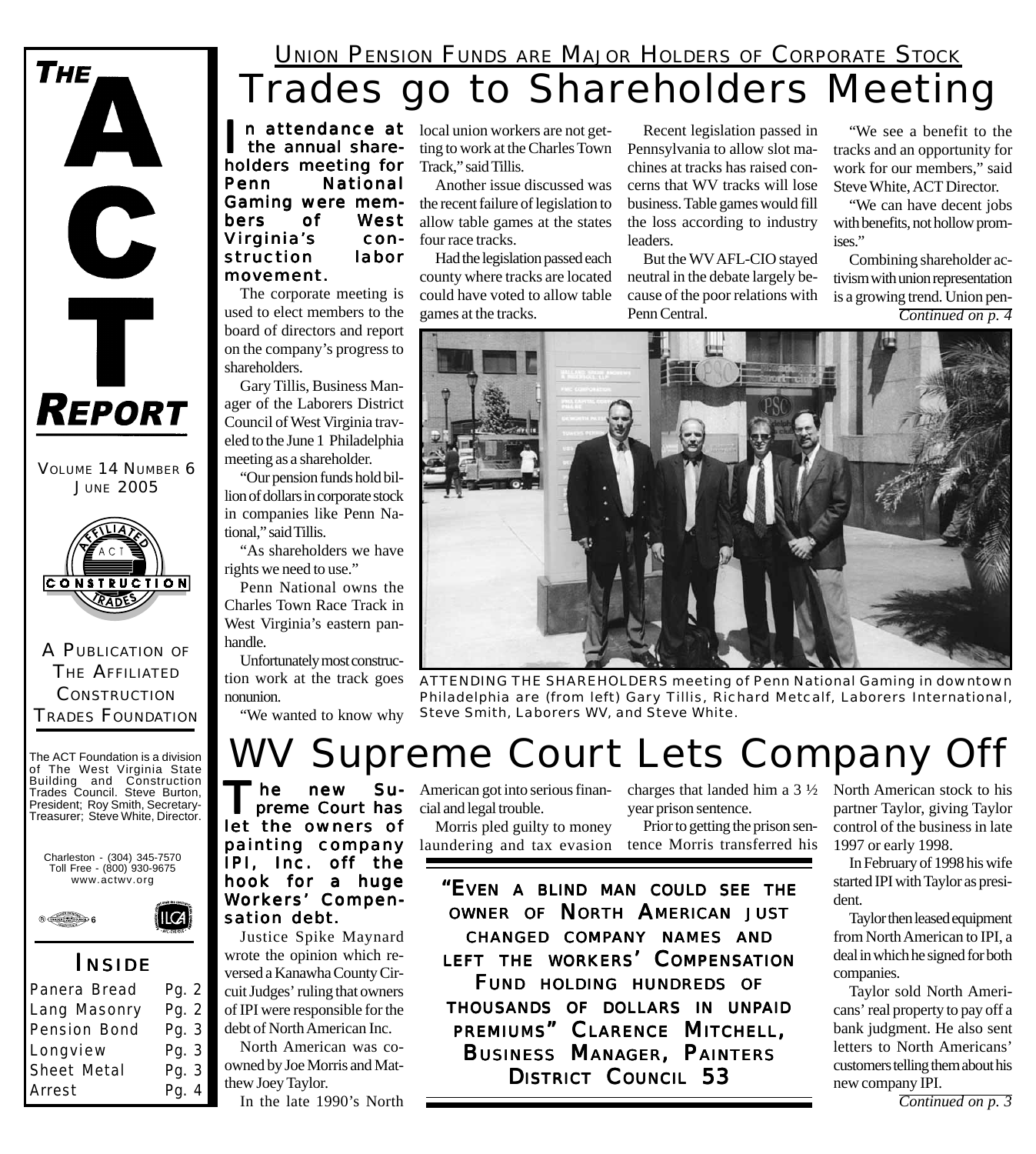# THE ACT REPORT

VOLUME 14 NUMBER 6
JUNE 2005

A PUBLICATION OF THE AFFILIATED CONSTRUCTION TRADES FOUNDATION

The ACT Foundation is a division of The West Virginia State Building and Construction Trades Council. Steve Burton, President; Roy Smith, Secretary-Treasurer; Steve White, Director.

Charleston - (304) 345-7570
Toll Free - (800) 930-9675
www.actwv.org

## INSIDE

| | |
|---|---|
| Panera Bread | Pg. 2 |
| Lang Masonry | Pg. 2 |
| Pension Bond | Pg. 3 |
| Longview | Pg. 3 |
| Sheet Metal | Pg. 3 |
| Arrest | Pg. 4 |

## UNION PENSION FUNDS ARE MAJOR HOLDERS OF CORPORATE STOCK

# Trades go to Shareholders Meeting

**In attendance at the annual shareholders meeting for Penn National Gaming were members of West Virginia's construction labor movement.**

The corporate meeting is used to elect members to the board of directors and report on the company's progress to shareholders.

Gary Tillis, Business Manager of the Laborers District Council of West Virginia traveled to the June 1 Philadelphia meeting as a shareholder.

"Our pension funds hold billion of dollars in corporate stock in companies like Penn National," said Tillis.

"As shareholders we have rights we need to use."

Penn National owns the Charles Town Race Track in West Virginia's eastern panhandle.

Unfortunately most construction work at the track goes nonunion.

"We wanted to know why local union workers are not getting to work at the Charles Town Track," said Tillis.

Another issue discussed was the recent failure of legislation to allow table games at the states four race tracks.

Had the legislation passed each county where tracks are located could have voted to allow table games at the tracks.

Recent legislation passed in Pennsylvania to allow slot machines at tracks has raised concerns that WV tracks will lose business. Table games would fill the loss according to industry leaders.

But the WV AFL-CIO stayed neutral in the debate largely because of the poor relations with Penn Central.

"We see a benefit to the tracks and an opportunity for work for our members," said Steve White, ACT Director.

"We can have decent jobs with benefits, not hollow promises."

Combining shareholder activism with union representation is a growing trend. Union pen-

*Continued on p. 4*

ATTENDING THE SHAREHOLDERS meeting of Penn National Gaming in downtown Philadelphia are (from left) Gary Tillis, Richard Metcalf, Laborers International, Steve Smith, Laborers WV, and Steve White.

# WV Supreme Court Lets Company Off

**The new Supreme Court has let the owners of painting company IPI, Inc. off the hook for a huge Workers' Compensation debt.**

Justice Spike Maynard wrote the opinion which reversed a Kanawha County Circuit Judges' ruling that owners of IPI were responsible for the debt of North American Inc.

North American was co-owned by Joe Morris and Matthew Joey Taylor.

In the late 1990's North American got into serious financial and legal trouble.

Morris pled guilty to money laundering and tax evasion charges that landed him a 3 ½ year prison sentence.

Prior to getting the prison sentence Morris transferred his North American stock to his partner Taylor, giving Taylor control of the business in late 1997 or early 1998.

In February of 1998 his wife started IPI with Taylor as president.

Taylor then leased equipment from North American to IPI, a deal in which he signed for both companies.

Taylor sold North Americans' real property to pay off a bank judgment. He also sent letters to North Americans' customers telling them about his new company IPI.

*Continued on p. 3*

> **"EVEN A BLIND MAN COULD SEE THE OWNER OF NORTH AMERICAN JUST CHANGED COMPANY NAMES AND LEFT THE WORKERS' COMPENSATION FUND HOLDING HUNDREDS OF THOUSANDS OF DOLLARS IN UNPAID PREMIUMS" CLARENCE MITCHELL, BUSINESS MANAGER, PAINTERS DISTRICT COUNCIL 53**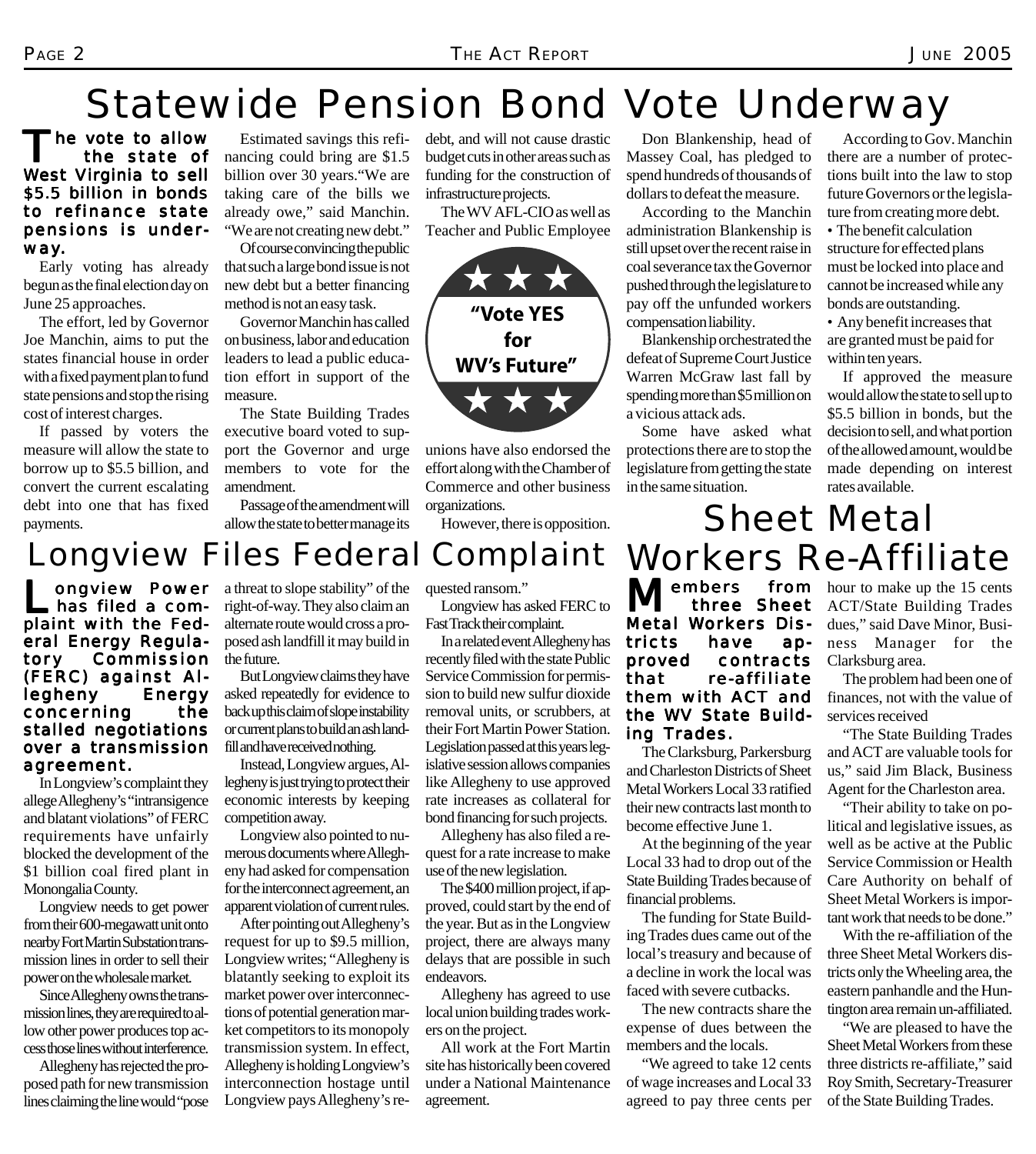# Statewide Pension Bond Vote Underway

**The vote to allow the state of West Virginia to sell $5.5 billion in bonds to refinance state pensions is underway.**

Early voting has already begun as the final election day on June 25 approaches.

The effort, led by Governor Joe Manchin, aims to put the states financial house in order with a fixed payment plan to fund state pensions and stop the rising cost of interest charges.

If passed by voters the measure will allow the state to borrow up to $5.5 billion, and convert the current escalating debt into one that has fixed payments.

Estimated savings this refinancing could bring are $1.5 billion over 30 years. "We are taking care of the bills we already owe," said Manchin. "We are not creating new debt."

Of course convincing the public that such a large bond issue is not new debt but a better financing method is not an easy task.

Governor Manchin has called on business, labor and education leaders to lead a public education effort in support of the measure.

The State Building Trades executive board voted to support the Governor and urge members to vote for the amendment.

Passage of the amendment will allow the state to better manage its debt, and will not cause drastic budget cuts in other areas such as funding for the construction of infrastructure projects.

The WV AFL-CIO as well as Teacher and Public Employee unions have also endorsed the effort along with the Chamber of Commerce and other business organizations.

"Vote YES for WV's Future"

However, there is opposition.

Don Blankenship, head of Massey Coal, has pledged to spend hundreds of thousands of dollars to defeat the measure.

According to the Manchin administration Blankenship is still upset over the recent raise in coal severance tax the Governor pushed through the legislature to pay off the unfunded workers compensation liability.

Blankenship orchestrated the defeat of Supreme Court Justice Warren McGraw last fall by spending more than $5 million on a vicious attack ads.

Some have asked what protections there are to stop the legislature from getting the state in the same situation.

According to Gov. Manchin there are a number of protections built into the law to stop future Governors or the legislature from creating more debt.

- The benefit calculation structure for effected plans must be locked into place and cannot be increased while any bonds are outstanding.
- Any benefit increases that are granted must be paid for within ten years.

If approved the measure would allow the state to sell up to $5.5 billion in bonds, but the decision to sell, and what portion of the allowed amount, would be made depending on interest rates available.

# Longview Files Federal Complaint

**Longview Power has filed a complaint with the Federal Energy Regulatory Commission (FERC) against Allegheny Energy concerning the stalled negotiations over a transmission agreement.**

In Longview's complaint they allege Allegheny's "intransigence and blatant violations" of FERC requirements have unfairly blocked the development of the $1 billion coal fired plant in Monongalia County.

Longview needs to get power from their 600-megawatt unit onto nearby Fort Martin Substation transmission lines in order to sell their power on the wholesale market.

Since Allegheny owns the transmission lines, they are required to allow other power produces top access those lines without interference.

Allegheny has rejected the proposed path for new transmission lines claiming the line would "pose a threat to slope stability" of the right-of-way. They also claim an alternate route would cross a proposed ash landfill it may build in the future.

But Longview claims they have asked repeatedly for evidence to back up this claim of slope instability or current plans to build an ash landfill and have received nothing.

Instead, Longview argues, Allegheny is just trying to protect their economic interests by keeping competition away.

Longview also pointed to numerous documents where Allegheny had asked for compensation for the interconnect agreement, an apparent violation of current rules.

After pointing out Allegheny's request for up to $9.5 million, Longview writes; "Allegheny is blatantly seeking to exploit its market power over interconnections of potential generation market competitors to its monopoly transmission system. In effect, Allegheny is holding Longview's interconnection hostage until Longview pays Allegheny's requested ransom."

Longview has asked FERC to Fast Track their complaint.

In a related event Allegheny has recently filed with the state Public Service Commission for permission to build new sulfur dioxide removal units, or scrubbers, at their Fort Martin Power Station. Legislation passed at this years legislative session allows companies like Allegheny to use approved rate increases as collateral for bond financing for such projects.

Allegheny has also filed a request for a rate increase to make use of the new legislation.

The $400 million project, if approved, could start by the end of the year. But as in the Longview project, there are always many delays that are possible in such endeavors.

Allegheny has agreed to use local union building trades workers on the project.

All work at the Fort Martin site has historically been covered under a National Maintenance agreement.

# Sheet Metal Workers Re-Affiliate

**Members from three Sheet Metal Workers Districts have approved contracts that re-affiliate them with ACT and the WV State Building Trades.**

The Clarksburg, Parkersburg and Charleston Districts of Sheet Metal Workers Local 33 ratified their new contracts last month to become effective June 1.

At the beginning of the year Local 33 had to drop out of the State Building Trades because of financial problems.

The funding for State Building Trades dues came out of the local's treasury and because of a decline in work the local was faced with severe cutbacks.

The new contracts share the expense of dues between the members and the locals.

"We agreed to take 12 cents of wage increases and Local 33 agreed to pay three cents per hour to make up the 15 cents ACT/State Building Trades dues," said Dave Minor, Business Manager for the Clarksburg area.

The problem had been one of finances, not with the value of services received

"The State Building Trades and ACT are valuable tools for us," said Jim Black, Business Agent for the Charleston area.

"Their ability to take on political and legislative issues, as well as be active at the Public Service Commission or Health Care Authority on behalf of Sheet Metal Workers is important work that needs to be done."

With the re-affiliation of the three Sheet Metal Workers districts only the Wheeling area, the eastern panhandle and the Huntington area remain un-affiliated.

"We are pleased to have the Sheet Metal Workers from these three districts re-affiliate," said Roy Smith, Secretary-Treasurer of the State Building Trades.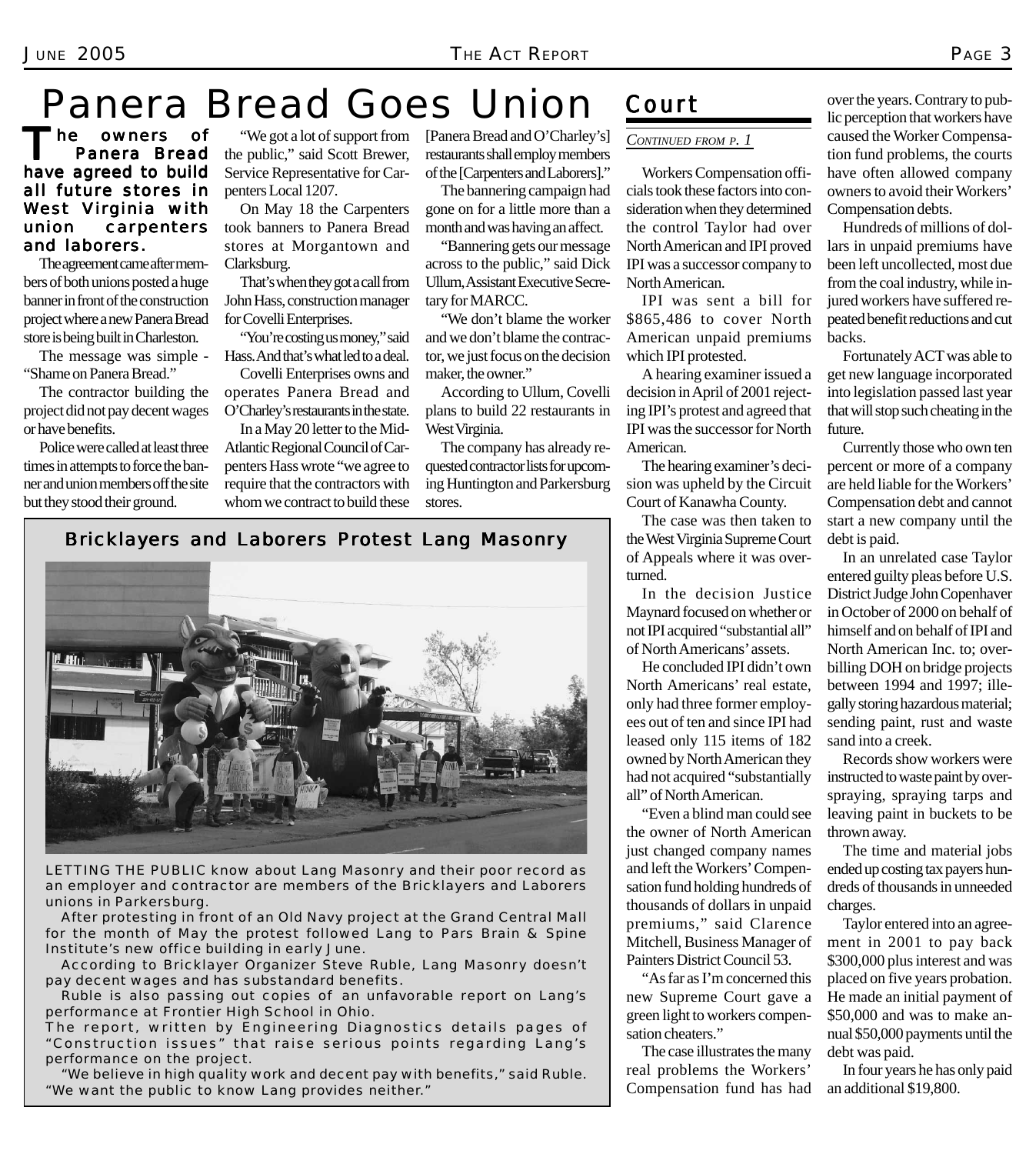# Panera Bread Goes Union

**The owners of Panera Bread have agreed to build all future stores in West Virginia with union carpenters and laborers.**

The agreement came after members of both unions posted a huge banner in front of the construction project where a new Panera Bread store is being built in Charleston.

The message was simple - "Shame on Panera Bread."

The contractor building the project did not pay decent wages or have benefits.

Police were called at least three times in attempts to force the banner and union members off the site but they stood their ground.

"We got a lot of support from the public," said Scott Brewer, Service Representative for Carpenters Local 1207.

On May 18 the Carpenters took banners to Panera Bread stores at Morgantown and Clarksburg.

That's when they got a call from John Hass, construction manager for Covelli Enterprises.

"You're costing us money," said Hass. And that's what led to a deal.

Covelli Enterprises owns and operates Panera Bread and O'Charley's restaurants in the state.

In a May 20 letter to the Mid-Atlantic Regional Council of Carpenters Hass wrote "we agree to require that the contractors with whom we contract to build these [Panera Bread and O'Charley's] restaurants shall employ members of the [Carpenters and Laborers]."

The bannering campaign had gone on for a little more than a month and was having an affect.

"Bannering gets our message across to the public," said Dick Ullum, Assistant Executive Secretary for MARCC.

"We don't blame the worker and we don't blame the contractor, we just focus on the decision maker, the owner."

According to Ullum, Covelli plans to build 22 restaurants in West Virginia.

The company has already requested contractor lists for upcoming Huntington and Parkersburg stores.

## Bricklayers and Laborers Protest Lang Masonry

LETTING THE PUBLIC know about Lang Masonry and their poor record as an employer and contractor are members of the Bricklayers and Laborers unions in Parkersburg.

After protesting in front of an Old Navy project at the Grand Central Mall for the month of May the protest followed Lang to Pars Brain & Spine Institute's new office building in early June.

According to Bricklayer Organizer Steve Ruble, Lang Masonry doesn't pay decent wages and has substandard benefits.

Ruble is also passing out copies of an unfavorable report on Lang's performance at Frontier High School in Ohio.

The report, written by Engineering Diagnostics details pages of "Construction issues" that raise serious points regarding Lang's performance on the project.

"We believe in high quality work and decent pay with benefits," said Ruble. "We want the public to know Lang provides neither."

## Court

*CONTINUED FROM P. 1*

Workers Compensation officials took these factors into consideration when they determined the control Taylor had over North American and IPI proved IPI was a successor company to North American.

IPI was sent a bill for $865,486 to cover North American unpaid premiums which IPI protested.

A hearing examiner issued a decision in April of 2001 rejecting IPI's protest and agreed that IPI was the successor for North American.

The hearing examiner's decision was upheld by the Circuit Court of Kanawha County.

The case was then taken to the West Virginia Supreme Court of Appeals where it was overturned.

In the decision Justice Maynard focused on whether or not IPI acquired "substantial all" of North Americans' assets.

He concluded IPI didn't own North Americans' real estate, only had three former employees out of ten and since IPI had leased only 115 items of 182 owned by North American they had not acquired "substantially all" of North American.

"Even a blind man could see the owner of North American just changed company names and left the Workers' Compensation fund holding hundreds of thousands of dollars in unpaid premiums," said Clarence Mitchell, Business Manager of Painters District Council 53.

"As far as I'm concerned this new Supreme Court gave a green light to workers compensation cheaters."

The case illustrates the many real problems the Workers' Compensation fund has had over the years. Contrary to public perception that workers have caused the Worker Compensation fund problems, the courts have often allowed company owners to avoid their Workers' Compensation debts.

Hundreds of millions of dollars in unpaid premiums have been left uncollected, most due from the coal industry, while injured workers have suffered repeated benefit reductions and cut backs.

Fortunately ACT was able to get new language incorporated into legislation passed last year that will stop such cheating in the future.

Currently those who own ten percent or more of a company are held liable for the Workers' Compensation debt and cannot start a new company until the debt is paid.

In an unrelated case Taylor entered guilty pleas before U.S. District Judge John Copenhaver in October of 2000 on behalf of himself and on behalf of IPI and North American Inc. to; over-billing DOH on bridge projects between 1994 and 1997; illegally storing hazardous material; sending paint, rust and waste sand into a creek.

Records show workers were instructed to waste paint by over-spraying, spraying tarps and leaving paint in buckets to be thrown away.

The time and material jobs ended up costing tax payers hundreds of thousands in unneeded charges.

Taylor entered into an agreement in 2001 to pay back $300,000 plus interest and was placed on five years probation. He made an initial payment of $50,000 and was to make annual $50,000 payments until the debt was paid.

In four years he has only paid an additional $19,800.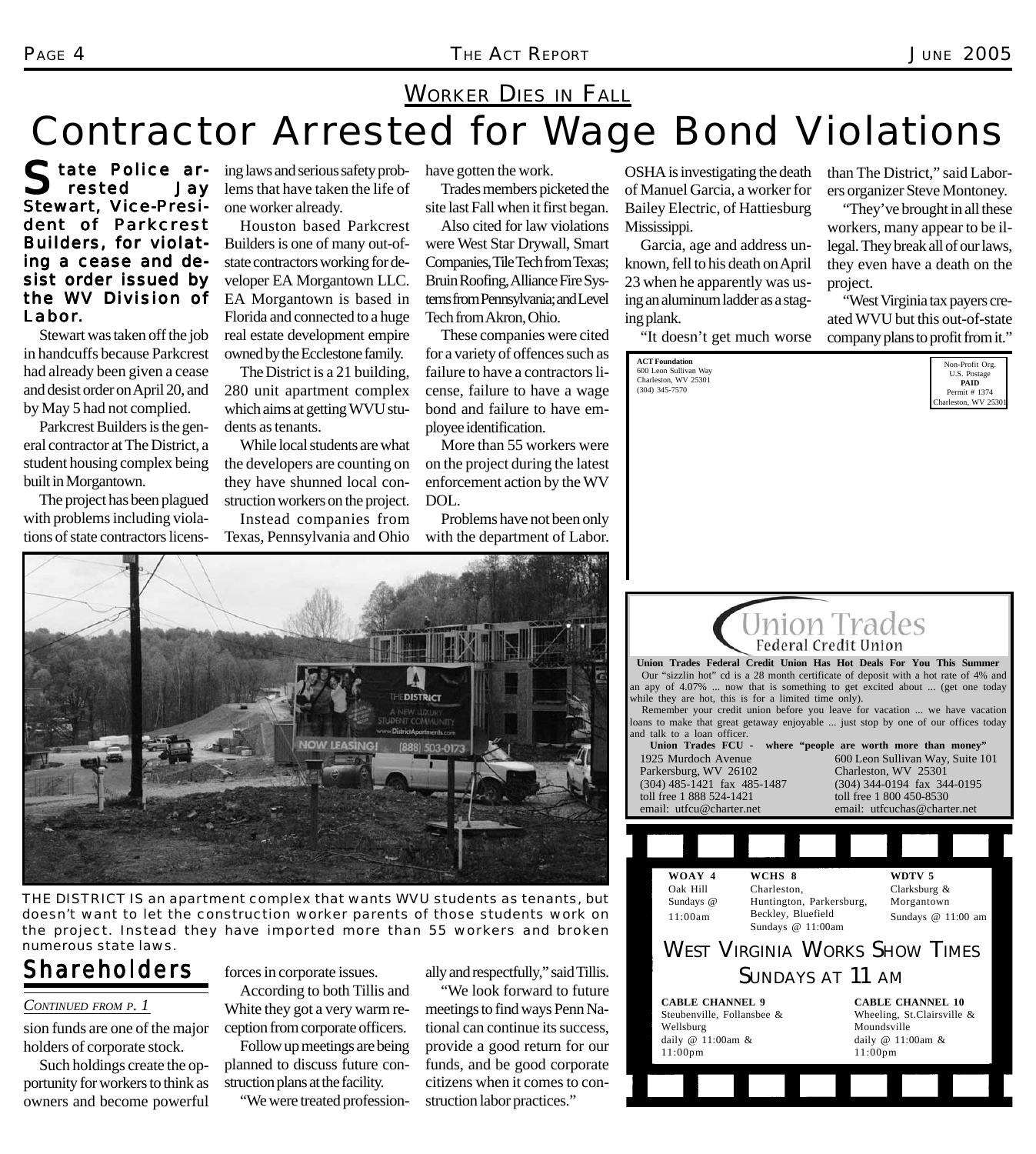## Worker Dies in Fall

# Contractor Arrested for Wage Bond Violations

**State Police arrested Jay Stewart, Vice-President of Parkcrest Builders, for violating a cease and desist order issued by the WV Division of Labor.**

Stewart was taken off the job in handcuffs because Parkcrest had already been given a cease and desist order on April 20, and by May 5 had not complied.

Parkcrest Builders is the general contractor at The District, a student housing complex being built in Morgantown.

The project has been plagued with problems including violations of state contractors licensing laws and serious safety problems that have taken the life of one worker already.

Houston based Parkcrest Builders is one of many out-of-state contractors working for developer EA Morgantown LLC. EA Morgantown is based in Florida and connected to a huge real estate development empire owned by the Ecclestone family.

The District is a 21 building, 280 unit apartment complex which aims at getting WVU students as tenants.

While local students are what the developers are counting on they have shunned local construction workers on the project.

Instead companies from Texas, Pennsylvania and Ohio have gotten the work.

Trades members picketed the site last Fall when it first began.

Also cited for law violations were West Star Drywall, Smart Companies, Tile Tech from Texas; Bruin Roofing, Alliance Fire Systems from Pennsylvania; and Level Tech from Akron, Ohio.

These companies were cited for a variety of offences such as failure to have a contractors license, failure to have a wage bond and failure to have employee identification.

More than 55 workers were on the project during the latest enforcement action by the WV DOL.

Problems have not been only with the department of Labor. OSHA is investigating the death of Manuel Garcia, a worker for Bailey Electric, of Hattiesburg Mississippi.

Garcia, age and address unknown, fell to his death on April 23 when he apparently was using an aluminum ladder as a staging plank.

"It doesn't get much worse than The District," said Laborers organizer Steve Montoney.

"They've brought in all these workers, many appear to be illegal. They break all of our laws, they even have a death on the project.

"West Virginia tax payers created WVU but this out-of-state company plans to profit from it."

THE DISTRICT IS an apartment complex that wants WVU students as tenants, but doesn't want to let the construction worker parents of those students work on the project. Instead they have imported more than 55 workers and broken numerous state laws.

**ACT Foundation**
600 Leon Sullivan Way
Charleston, WV 25301
(304) 345-7570

Non-Profit Org.
U.S. Postage
**PAID**
Permit # 1374
Charleston, WV 25301

## Shareholders

*Continued from p. 1*

sion funds are one of the major holders of corporate stock.

Such holdings create the opportunity for workers to think as owners and become powerful forces in corporate issues.

According to both Tillis and White they got a very warm reception from corporate officers.

Follow up meetings are being planned to discuss future construction plans at the facility.

"We were treated professionally and respectfully," said Tillis.

"We look forward to future meetings to find ways Penn National can continue its success, provide a good return for our funds, and be good corporate citizens when it comes to construction labor practices."

---

**Union Trades Federal Credit Union**

**Union Trades Federal Credit Union Has Hot Deals For You This Summer**

Our "sizzlin hot" cd is a 28 month certificate of deposit with a hot rate of 4% and an apy of 4.07% ... now that is something to get excited about ... (get one today while they are hot, this is for a limited time only).

Remember your credit union before you leave for vacation ... we have vacation loans to make that great getaway enjoyable ... just stop by one of our offices today and talk to a loan officer.

**Union Trades FCU - where "people are worth more than money"**

1925 Murdoch Avenue
Parkersburg, WV 26102
(304) 485-1421 fax 485-1487
toll free 1 888 524-1421
email: utfcu@charter.net

600 Leon Sullivan Way, Suite 101
Charleston, WV 25301
(304) 344-0194 fax 344-0195
toll free 1 800 450-8530
email: utfcuchas@charter.net

---

**WOAY 4**
Oak Hill
Sundays @ 11:00am

**WCHS 8**
Charleston, Huntington, Parkersburg, Beckley, Bluefield
Sundays @ 11:00am

**WDTV 5**
Clarksburg & Morgantown
Sundays @ 11:00 am

## West Virginia Works Show Times Sundays at 11 AM

**CABLE CHANNEL 9**
Steubenville, Follansbee & Wellsburg
daily @ 11:00am & 11:00pm

**CABLE CHANNEL 10**
Wheeling, St.Clairsville & Moundsville
daily @ 11:00am & 11:00pm